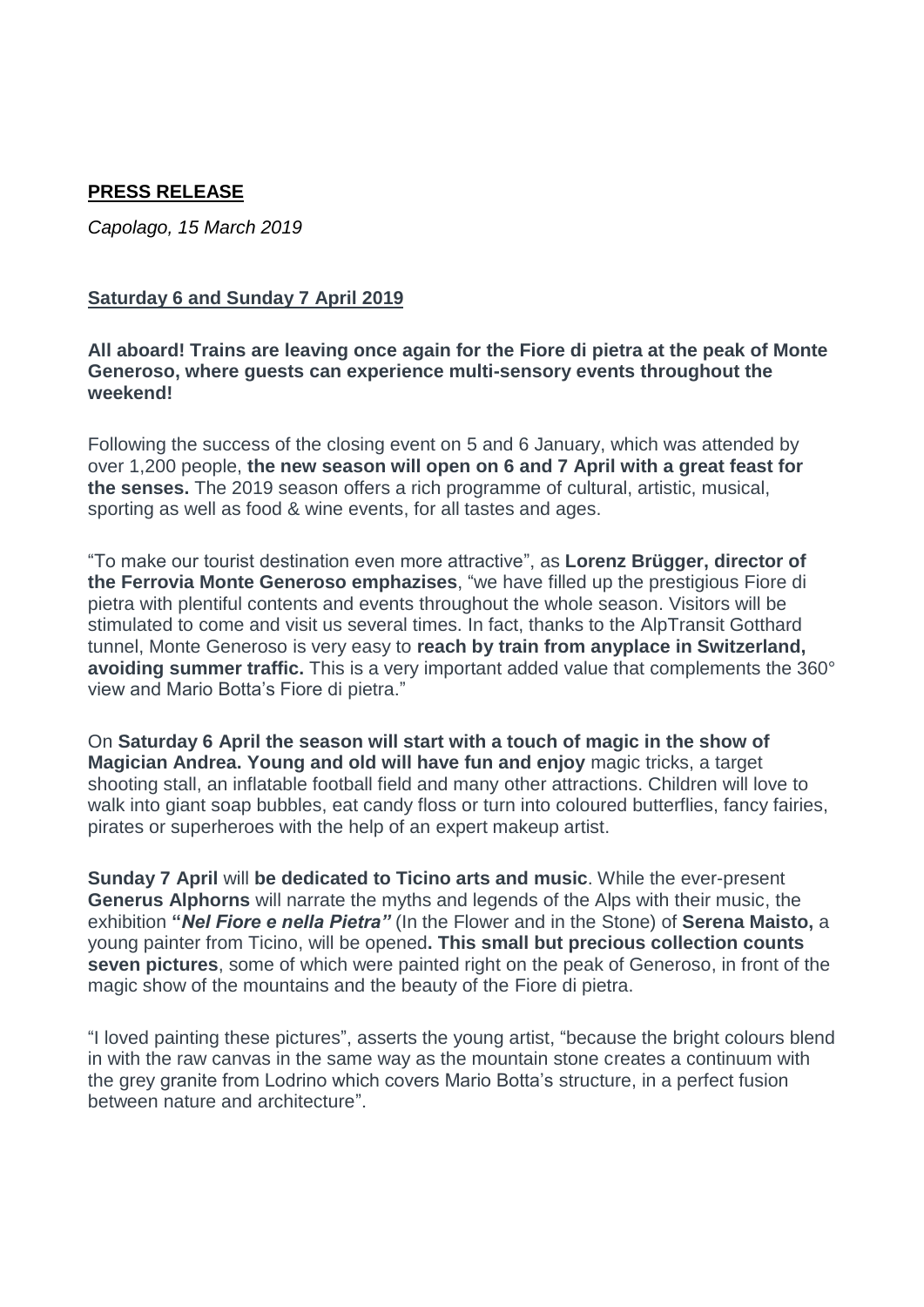**PRESS RELEASE**

*Capolago, 15 March 2019*

**Saturday 6 and Sunday 7 April 2019**

**All aboard! Trains are leaving once again for the Fiore di pietra at the peak of Monte Generoso, where guests can experience multi-sensory events throughout the weekend!**

Following the success of the closing event on 5 and 6 January, which was attended by over 1,200 people, **the new season will open on 6 and 7 April with a great feast for the senses.** The 2019 season offers a rich programme of cultural, artistic, musical, sporting as well as food & wine events, for all tastes and ages.

“To make our tourist destination even more attractive”, as **Lorenz Brügger, director of the Ferrovia Monte Generoso emphazises**, “we have filled up the prestigious Fiore di pietra with plentiful contents and events throughout the whole season. Visitors will be stimulated to come and visit us several times. In fact, thanks to the AlpTransit Gotthard tunnel, Monte Generoso is very easy to **reach by train from anyplace in Switzerland, avoiding summer traffic.** This is a very important added value that complements the 360° view and Mario Botta’s Fiore di pietra.”

On **Saturday 6 April the season will start with a touch of magic in the show of Magician Andrea. Young and old will have fun and enjoy** magic tricks, a target shooting stall, an inflatable football field and many other attractions. Children will love to walk into giant soap bubbles, eat candy floss or turn into coloured butterflies, fancy fairies, pirates or superheroes with the help of an expert makeup artist.

**Sunday 7 April** will **be dedicated to Ticino arts and music**. While the ever-present **Generus Alphorns** will narrate the myths and legends of the Alps with their music, the exhibition **“*Nel Fiore e nella Pietra”*** (In the Flower and in the Stone) of **Serena Maisto,** a young painter from Ticino, will be opened**. This small but precious collection counts seven pictures**, some of which were painted right on the peak of Generoso, in front of the magic show of the mountains and the beauty of the Fiore di pietra.

“I loved painting these pictures”, asserts the young artist, “because the bright colours blend in with the raw canvas in the same way as the mountain stone creates a continuum with the grey granite from Lodrino which covers Mario Botta’s structure, in a perfect fusion between nature and architecture”.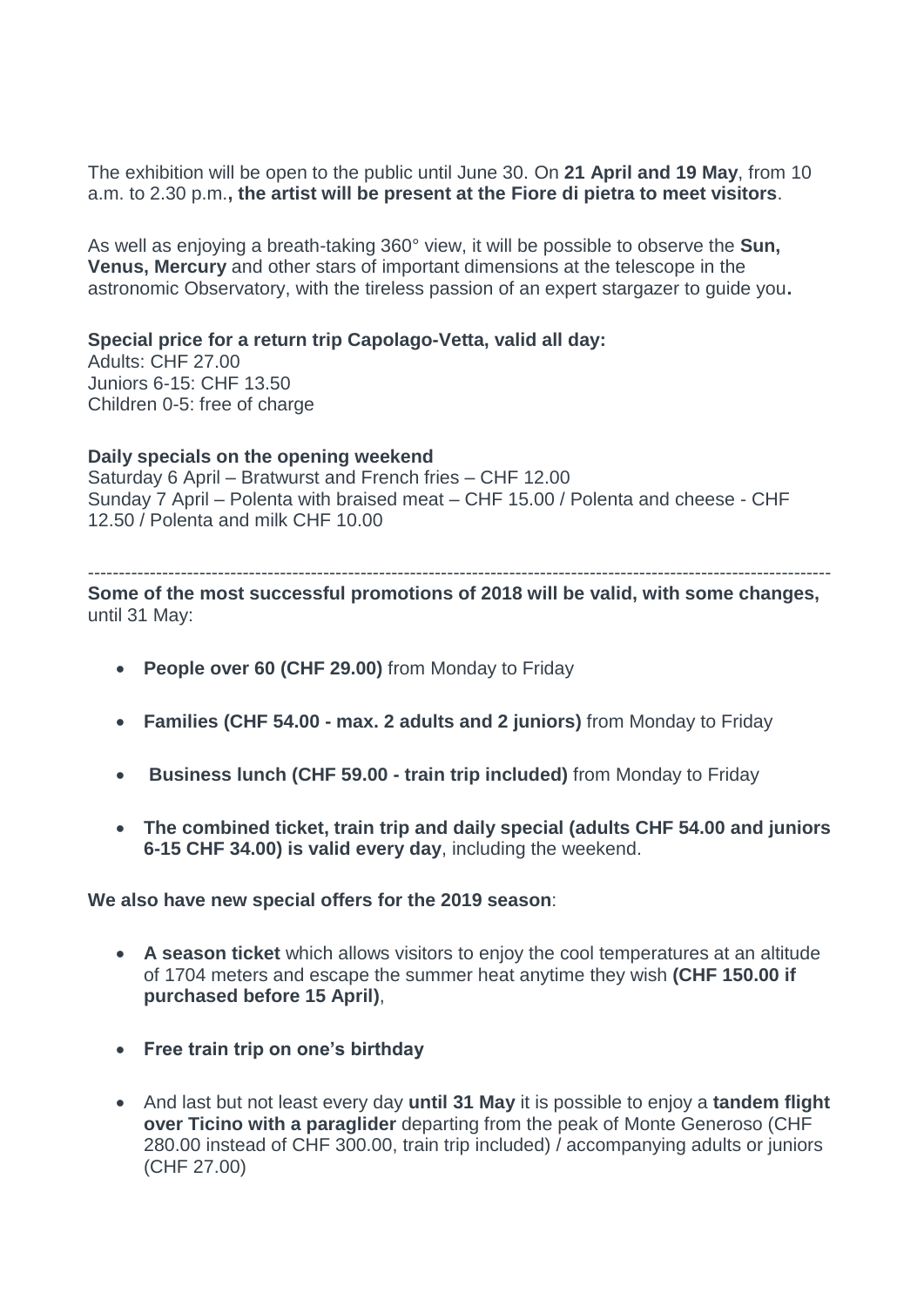The exhibition will be open to the public until June 30. On **21 April and 19 May**, from 10 a.m. to 2.30 p.m.**, the artist will be present at the Fiore di pietra to meet visitors**.

As well as enjoying a breath-taking 360° view, it will be possible to observe the **Sun, Venus, Mercury** and other stars of important dimensions at the telescope in the astronomic Observatory, with the tireless passion of an expert stargazer to guide you**.**

**Special price for a return trip Capolago-Vetta, valid all day:**
Adults: CHF 27.00
Juniors 6-15: CHF 13.50
Children 0-5: free of charge

**Daily specials on the opening weekend**
Saturday 6 April – Bratwurst and French fries – CHF 12.00
Sunday 7 April – Polenta with braised meat – CHF 15.00 / Polenta and cheese - CHF 12.50 / Polenta and milk CHF 10.00

---

**Some of the most successful promotions of 2018 will be valid, with some changes,** until 31 May:

- **People over 60 (CHF 29.00)** from Monday to Friday
- **Families (CHF 54.00 - max. 2 adults and 2 juniors)** from Monday to Friday
- **Business lunch (CHF 59.00 - train trip included)** from Monday to Friday
- **The combined ticket, train trip and daily special (adults CHF 54.00 and juniors 6-15 CHF 34.00) is valid every day**, including the weekend.

**We also have new special offers for the 2019 season**:

- **A season ticket** which allows visitors to enjoy the cool temperatures at an altitude of 1704 meters and escape the summer heat anytime they wish **(CHF 150.00 if purchased before 15 April)**,
- **Free train trip on one's birthday**
- And last but not least every day **until 31 May** it is possible to enjoy a **tandem flight over Ticino with a paraglider** departing from the peak of Monte Generoso (CHF 280.00 instead of CHF 300.00, train trip included) / accompanying adults or juniors (CHF 27.00)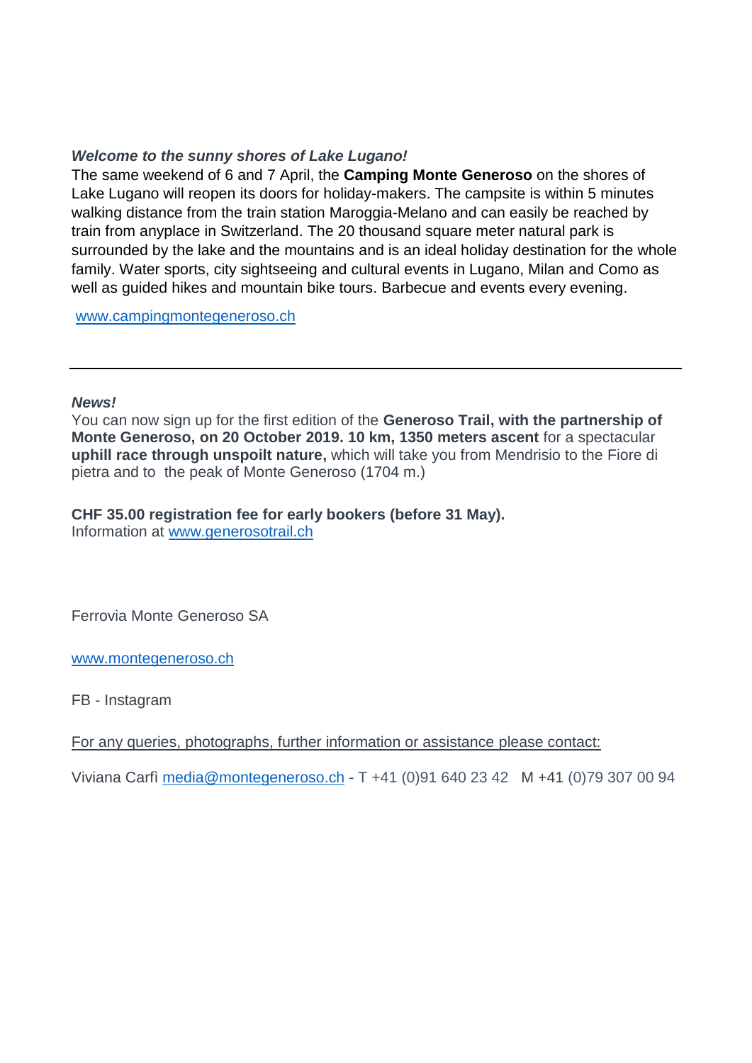***Welcome to the sunny shores of Lake Lugano!***

The same weekend of 6 and 7 April, the **Camping Monte Generoso** on the shores of Lake Lugano will reopen its doors for holiday-makers. The campsite is within 5 minutes walking distance from the train station Maroggia-Melano and can easily be reached by train from anyplace in Switzerland. The 20 thousand square meter natural park is surrounded by the lake and the mountains and is an ideal holiday destination for the whole family. Water sports, city sightseeing and cultural events in Lugano, Milan and Como as well as guided hikes and mountain bike tours. Barbecue and events every evening.

www.campingmontegeneroso.ch

---

***News!***

You can now sign up for the first edition of the **Generoso Trail, with the partnership of Monte Generoso, on 20 October 2019. 10 km, 1350 meters ascent** for a spectacular **uphill race through unspoilt nature,** which will take you from Mendrisio to the Fiore di pietra and to the peak of Monte Generoso (1704 m.)

**CHF 35.00 registration fee for early bookers (before 31 May).**
Information at www.generosotrail.ch

Ferrovia Monte Generoso SA

www.montegeneroso.ch

FB - Instagram

For any queries, photographs, further information or assistance please contact:

Viviana Carfì media@montegeneroso.ch - T +41 (0)91 640 23 42 M +41 (0)79 307 00 94